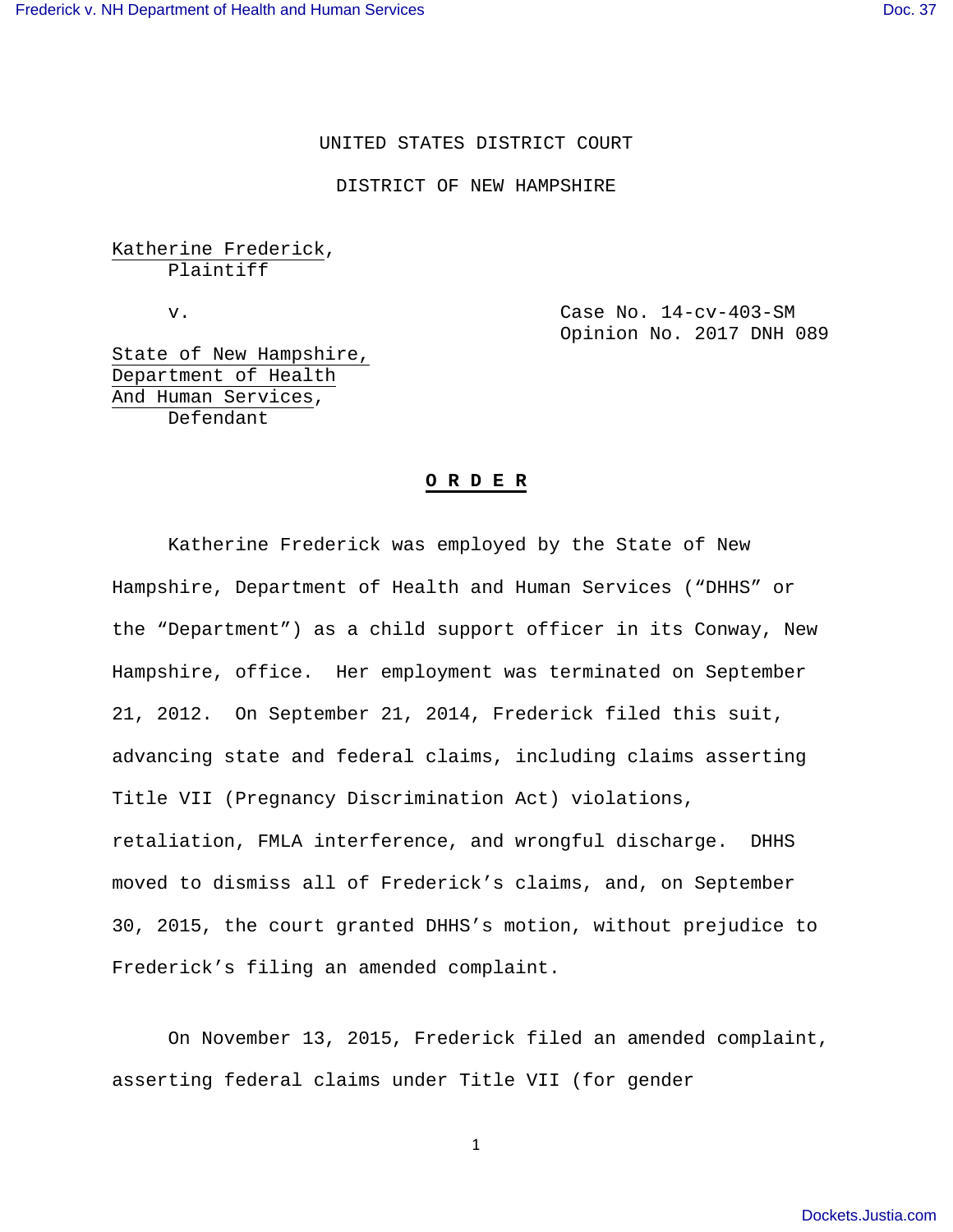UNITED STATES DISTRICT COURT

DISTRICT OF NEW HAMPSHIRE

Katherine Frederick,
Plaintiff

v.

Case No. 14-cv-403-SM
Opinion No. 2017 DNH 089

State of New Hampshire,
Department of Health
And Human Services,
Defendant

**O R D E R**

Katherine Frederick was employed by the State of New Hampshire, Department of Health and Human Services ("DHHS" or the "Department") as a child support officer in its Conway, New Hampshire, office. Her employment was terminated on September 21, 2012. On September 21, 2014, Frederick filed this suit, advancing state and federal claims, including claims asserting Title VII (Pregnancy Discrimination Act) violations, retaliation, FMLA interference, and wrongful discharge. DHHS moved to dismiss all of Frederick's claims, and, on September 30, 2015, the court granted DHHS's motion, without prejudice to Frederick's filing an amended complaint.

On November 13, 2015, Frederick filed an amended complaint, asserting federal claims under Title VII (for gender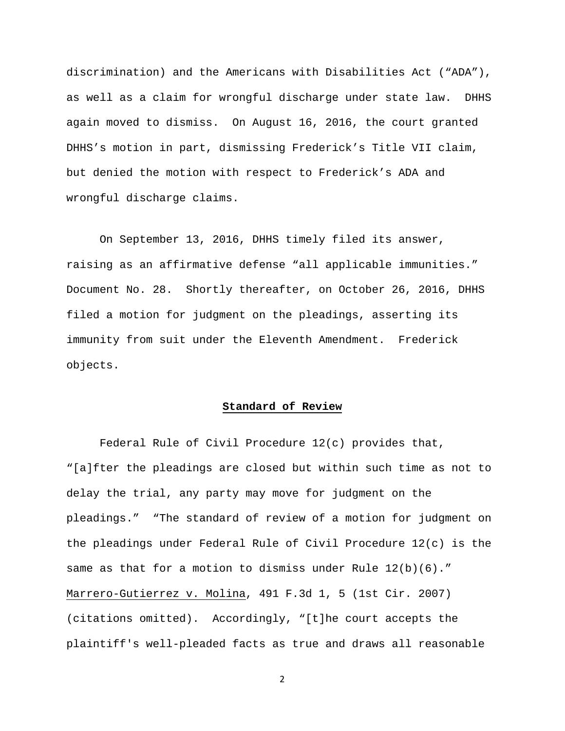discrimination) and the Americans with Disabilities Act ("ADA"), as well as a claim for wrongful discharge under state law. DHHS again moved to dismiss. On August 16, 2016, the court granted DHHS's motion in part, dismissing Frederick's Title VII claim, but denied the motion with respect to Frederick's ADA and wrongful discharge claims.

On September 13, 2016, DHHS timely filed its answer, raising as an affirmative defense "all applicable immunities." Document No. 28. Shortly thereafter, on October 26, 2016, DHHS filed a motion for judgment on the pleadings, asserting its immunity from suit under the Eleventh Amendment. Frederick objects.

## Standard of Review

Federal Rule of Civil Procedure 12(c) provides that, "[a]fter the pleadings are closed but within such time as not to delay the trial, any party may move for judgment on the pleadings." "The standard of review of a motion for judgment on the pleadings under Federal Rule of Civil Procedure 12(c) is the same as that for a motion to dismiss under Rule 12(b)(6)." Marrero-Gutierrez v. Molina, 491 F.3d 1, 5 (1st Cir. 2007) (citations omitted). Accordingly, "[t]he court accepts the plaintiff's well-pleaded facts as true and draws all reasonable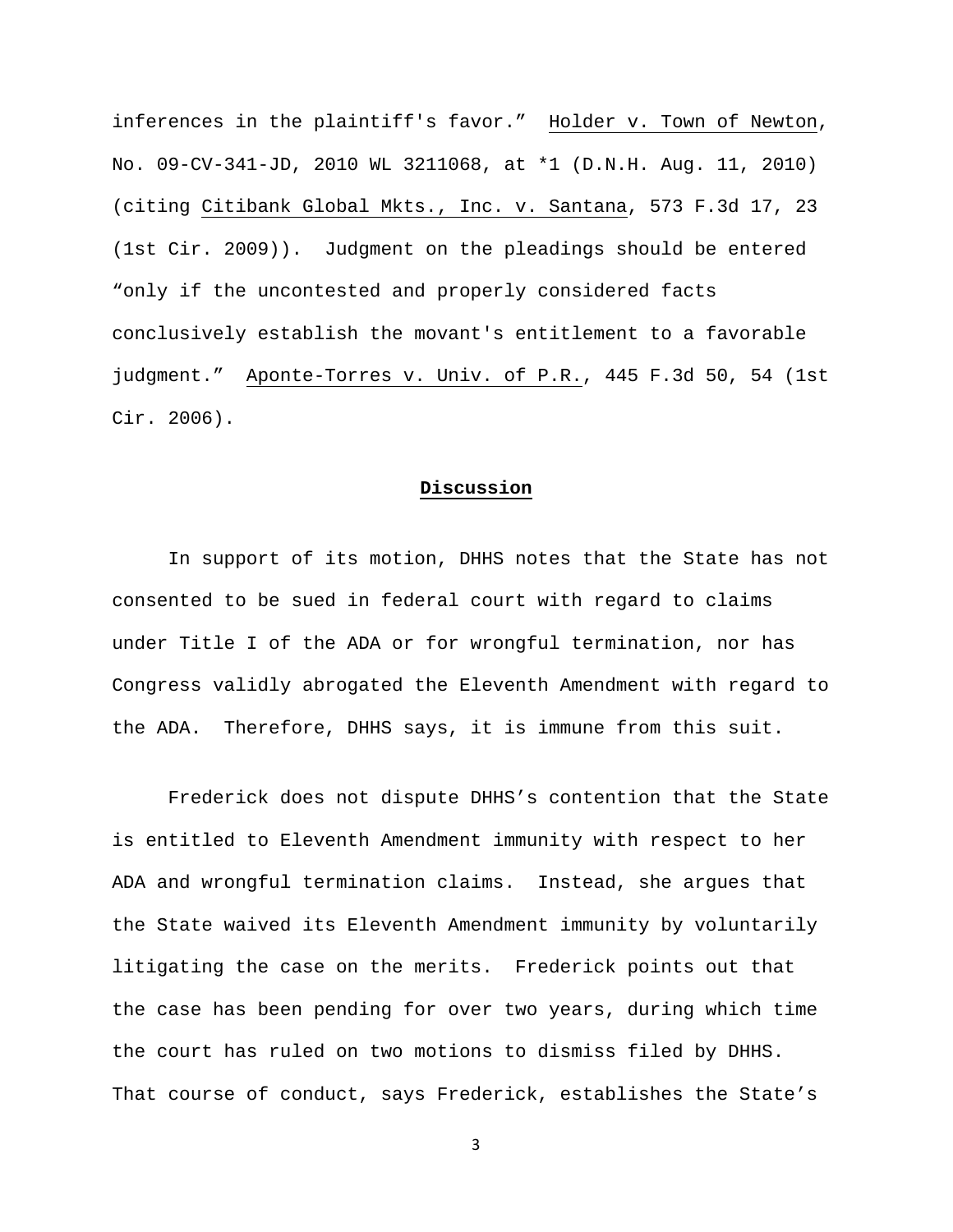inferences in the plaintiff's favor." Holder v. Town of Newton, No. 09-CV-341-JD, 2010 WL 3211068, at *1 (D.N.H. Aug. 11, 2010) (citing Citibank Global Mkts., Inc. v. Santana, 573 F.3d 17, 23 (1st Cir. 2009)). Judgment on the pleadings should be entered "only if the uncontested and properly considered facts conclusively establish the movant's entitlement to a favorable judgment." Aponte-Torres v. Univ. of P.R., 445 F.3d 50, 54 (1st Cir. 2006).

## Discussion

In support of its motion, DHHS notes that the State has not consented to be sued in federal court with regard to claims under Title I of the ADA or for wrongful termination, nor has Congress validly abrogated the Eleventh Amendment with regard to the ADA. Therefore, DHHS says, it is immune from this suit.

Frederick does not dispute DHHS's contention that the State is entitled to Eleventh Amendment immunity with respect to her ADA and wrongful termination claims. Instead, she argues that the State waived its Eleventh Amendment immunity by voluntarily litigating the case on the merits. Frederick points out that the case has been pending for over two years, during which time the court has ruled on two motions to dismiss filed by DHHS. That course of conduct, says Frederick, establishes the State's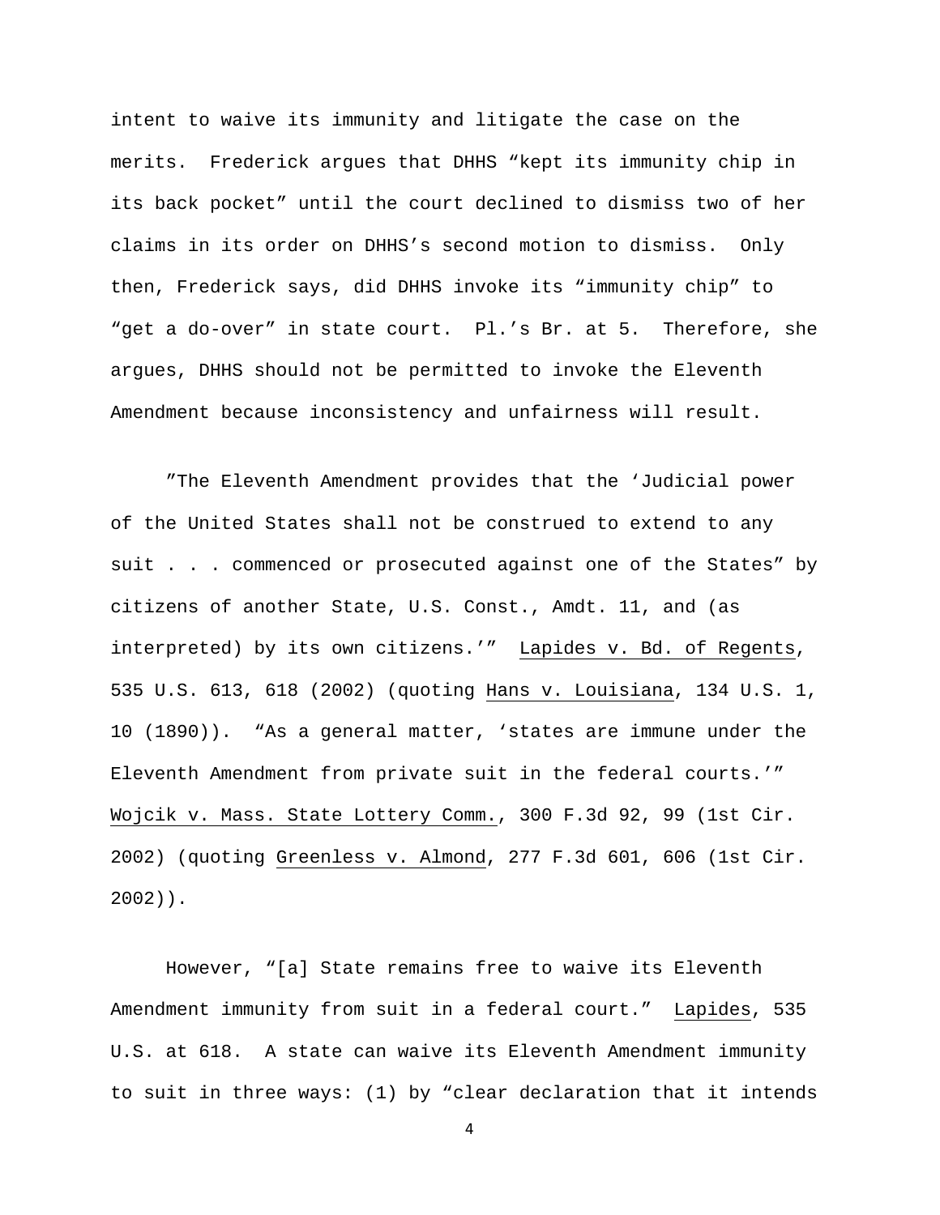intent to waive its immunity and litigate the case on the merits. Frederick argues that DHHS "kept its immunity chip in its back pocket" until the court declined to dismiss two of her claims in its order on DHHS's second motion to dismiss. Only then, Frederick says, did DHHS invoke its "immunity chip" to "get a do-over" in state court. Pl.'s Br. at 5. Therefore, she argues, DHHS should not be permitted to invoke the Eleventh Amendment because inconsistency and unfairness will result.

"The Eleventh Amendment provides that the 'Judicial power of the United States shall not be construed to extend to any suit . . . commenced or prosecuted against one of the States" by citizens of another State, U.S. Const., Amdt. 11, and (as interpreted) by its own citizens.'" Lapides v. Bd. of Regents, 535 U.S. 613, 618 (2002) (quoting Hans v. Louisiana, 134 U.S. 1, 10 (1890)). "As a general matter, 'states are immune under the Eleventh Amendment from private suit in the federal courts.'" Wojcik v. Mass. State Lottery Comm., 300 F.3d 92, 99 (1st Cir. 2002) (quoting Greenless v. Almond, 277 F.3d 601, 606 (1st Cir. 2002)).

However, "[a] State remains free to waive its Eleventh Amendment immunity from suit in a federal court." Lapides, 535 U.S. at 618. A state can waive its Eleventh Amendment immunity to suit in three ways: (1) by "clear declaration that it intends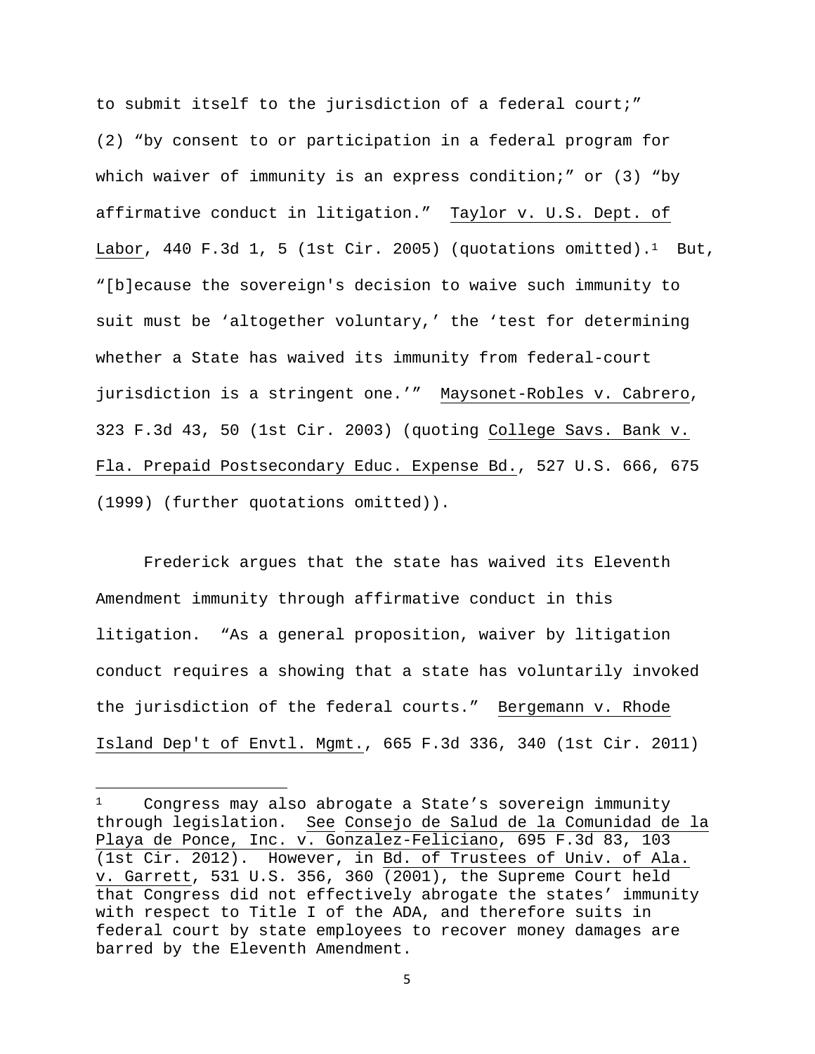to submit itself to the jurisdiction of a federal court;" (2) "by consent to or participation in a federal program for which waiver of immunity is an express condition;" or (3) "by affirmative conduct in litigation." Taylor v. U.S. Dept. of Labor, 440 F.3d 1, 5 (1st Cir. 2005) (quotations omitted).[1] But, "[b]ecause the sovereign's decision to waive such immunity to suit must be 'altogether voluntary,' the 'test for determining whether a State has waived its immunity from federal-court jurisdiction is a stringent one.'" Maysonet-Robles v. Cabrero, 323 F.3d 43, 50 (1st Cir. 2003) (quoting College Savs. Bank v. Fla. Prepaid Postsecondary Educ. Expense Bd., 527 U.S. 666, 675 (1999) (further quotations omitted)).

Frederick argues that the state has waived its Eleventh Amendment immunity through affirmative conduct in this litigation. "As a general proposition, waiver by litigation conduct requires a showing that a state has voluntarily invoked the jurisdiction of the federal courts." Bergemann v. Rhode Island Dep't of Envtl. Mgmt., 665 F.3d 336, 340 (1st Cir. 2011)

---

[1] Congress may also abrogate a State's sovereign immunity through legislation. See Consejo de Salud de la Comunidad de la Playa de Ponce, Inc. v. Gonzalez-Feliciano, 695 F.3d 83, 103 (1st Cir. 2012). However, in Bd. of Trustees of Univ. of Ala. v. Garrett, 531 U.S. 356, 360 (2001), the Supreme Court held that Congress did not effectively abrogate the states' immunity with respect to Title I of the ADA, and therefore suits in federal court by state employees to recover money damages are barred by the Eleventh Amendment.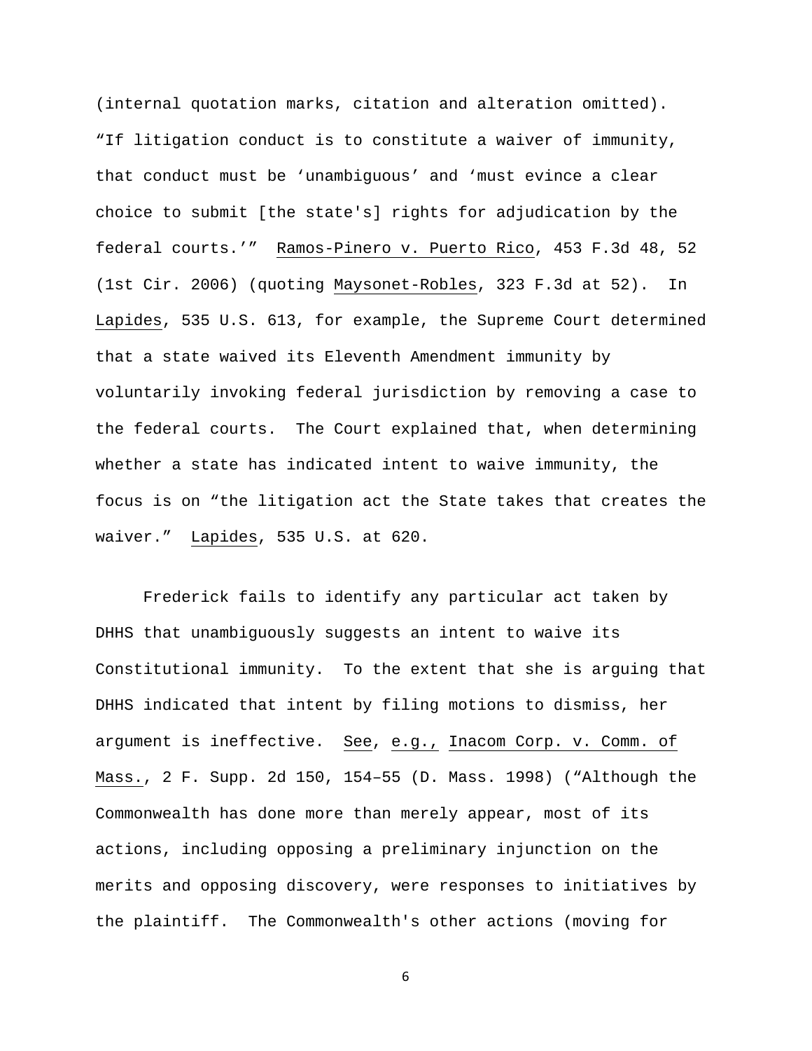(internal quotation marks, citation and alteration omitted). "If litigation conduct is to constitute a waiver of immunity, that conduct must be 'unambiguous' and 'must evince a clear choice to submit [the state's] rights for adjudication by the federal courts.'" Ramos-Pinero v. Puerto Rico, 453 F.3d 48, 52 (1st Cir. 2006) (quoting Maysonet-Robles, 323 F.3d at 52). In Lapides, 535 U.S. 613, for example, the Supreme Court determined that a state waived its Eleventh Amendment immunity by voluntarily invoking federal jurisdiction by removing a case to the federal courts. The Court explained that, when determining whether a state has indicated intent to waive immunity, the focus is on "the litigation act the State takes that creates the waiver." Lapides, 535 U.S. at 620.

Frederick fails to identify any particular act taken by DHHS that unambiguously suggests an intent to waive its Constitutional immunity. To the extent that she is arguing that DHHS indicated that intent by filing motions to dismiss, her argument is ineffective. See, e.g., Inacom Corp. v. Comm. of Mass., 2 F. Supp. 2d 150, 154–55 (D. Mass. 1998) ("Although the Commonwealth has done more than merely appear, most of its actions, including opposing a preliminary injunction on the merits and opposing discovery, were responses to initiatives by the plaintiff. The Commonwealth's other actions (moving for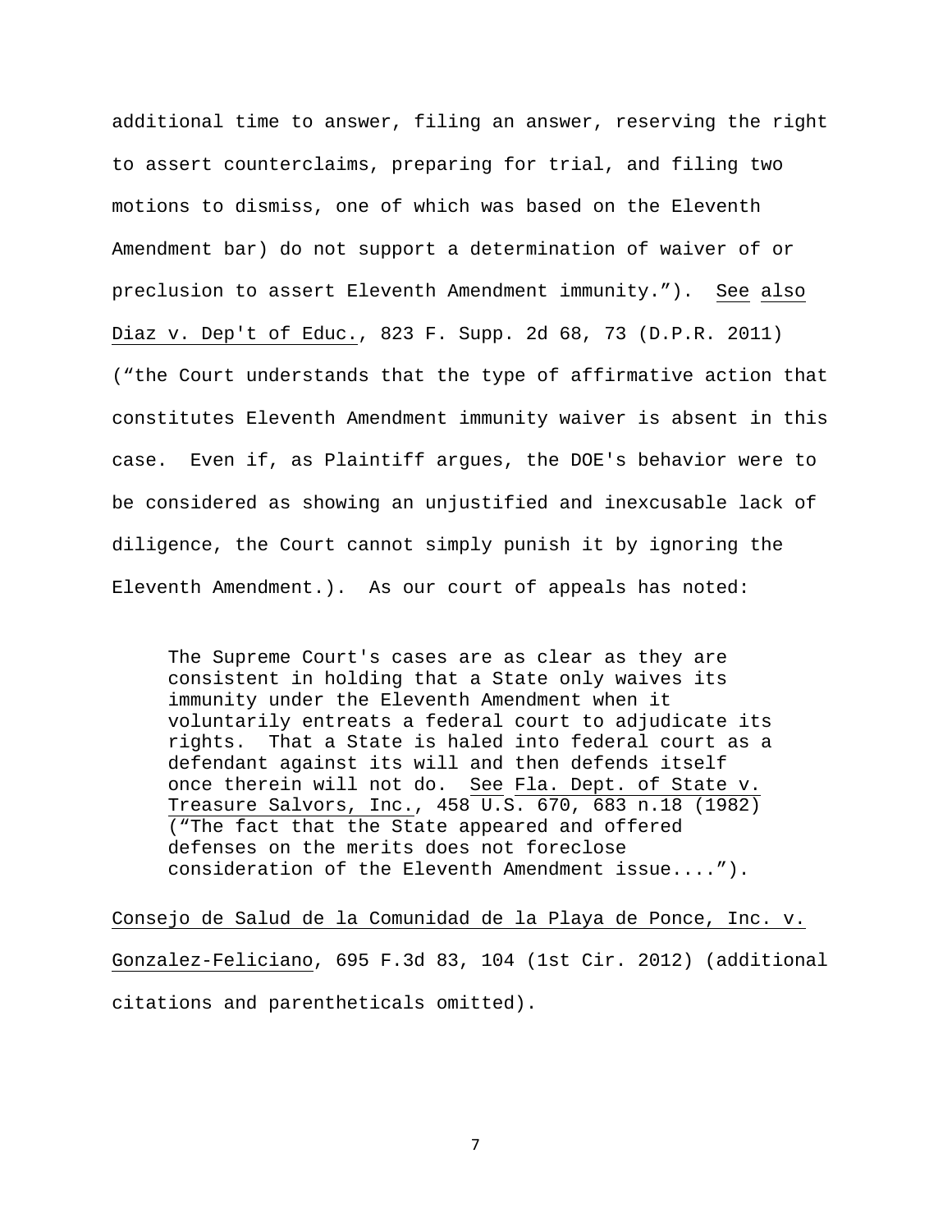additional time to answer, filing an answer, reserving the right to assert counterclaims, preparing for trial, and filing two motions to dismiss, one of which was based on the Eleventh Amendment bar) do not support a determination of waiver of or preclusion to assert Eleventh Amendment immunity.”). See also Diaz v. Dep't of Educ., 823 F. Supp. 2d 68, 73 (D.P.R. 2011) (“the Court understands that the type of affirmative action that constitutes Eleventh Amendment immunity waiver is absent in this case. Even if, as Plaintiff argues, the DOE's behavior were to be considered as showing an unjustified and inexcusable lack of diligence, the Court cannot simply punish it by ignoring the Eleventh Amendment.). As our court of appeals has noted:

> The Supreme Court's cases are as clear as they are consistent in holding that a State only waives its immunity under the Eleventh Amendment when it voluntarily entreats a federal court to adjudicate its rights. That a State is haled into federal court as a defendant against its will and then defends itself once therein will not do. See Fla. Dept. of State v. Treasure Salvors, Inc., 458 U.S. 670, 683 n.18 (1982) (“The fact that the State appeared and offered defenses on the merits does not foreclose consideration of the Eleventh Amendment issue....”).

Consejo de Salud de la Comunidad de la Playa de Ponce, Inc. v. Gonzalez-Feliciano, 695 F.3d 83, 104 (1st Cir. 2012) (additional citations and parentheticals omitted).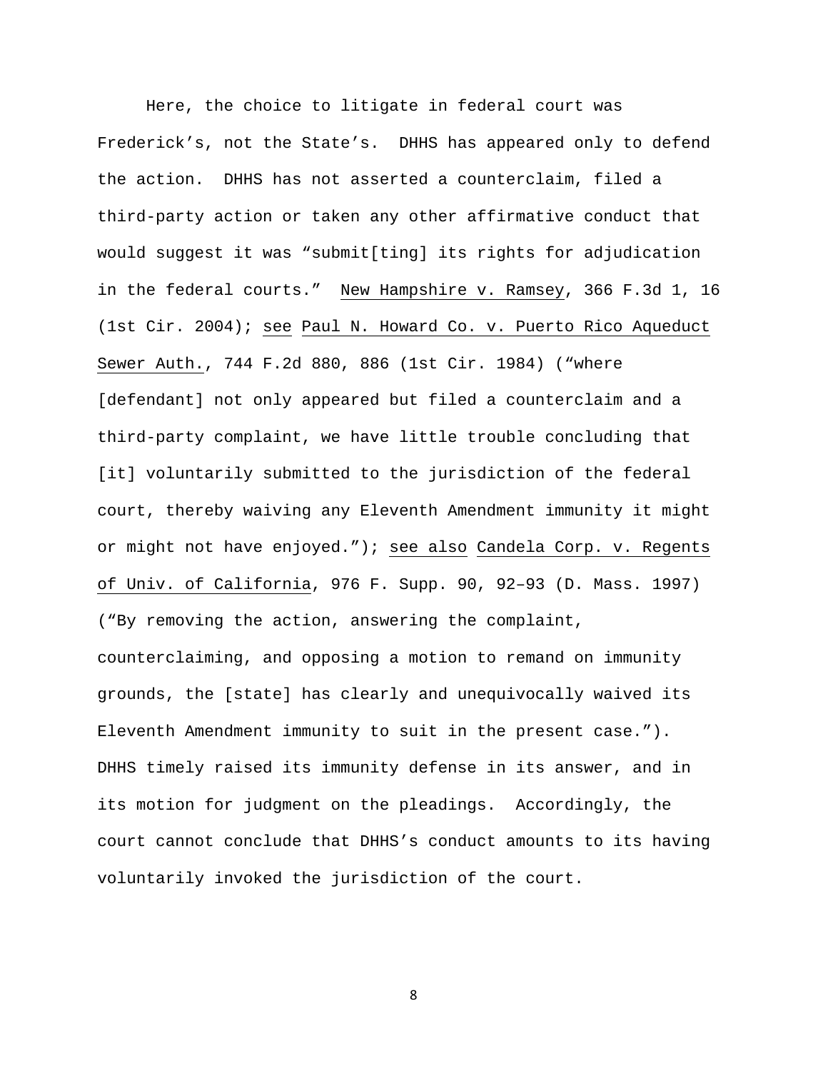Here, the choice to litigate in federal court was Frederick's, not the State's. DHHS has appeared only to defend the action. DHHS has not asserted a counterclaim, filed a third-party action or taken any other affirmative conduct that would suggest it was "submit[ting] its rights for adjudication in the federal courts." New Hampshire v. Ramsey, 366 F.3d 1, 16 (1st Cir. 2004); see Paul N. Howard Co. v. Puerto Rico Aqueduct Sewer Auth., 744 F.2d 880, 886 (1st Cir. 1984) ("where [defendant] not only appeared but filed a counterclaim and a third-party complaint, we have little trouble concluding that [it] voluntarily submitted to the jurisdiction of the federal court, thereby waiving any Eleventh Amendment immunity it might or might not have enjoyed."); see also Candela Corp. v. Regents of Univ. of California, 976 F. Supp. 90, 92–93 (D. Mass. 1997) ("By removing the action, answering the complaint, counterclaiming, and opposing a motion to remand on immunity grounds, the [state] has clearly and unequivocally waived its Eleventh Amendment immunity to suit in the present case."). DHHS timely raised its immunity defense in its answer, and in its motion for judgment on the pleadings. Accordingly, the court cannot conclude that DHHS's conduct amounts to its having voluntarily invoked the jurisdiction of the court.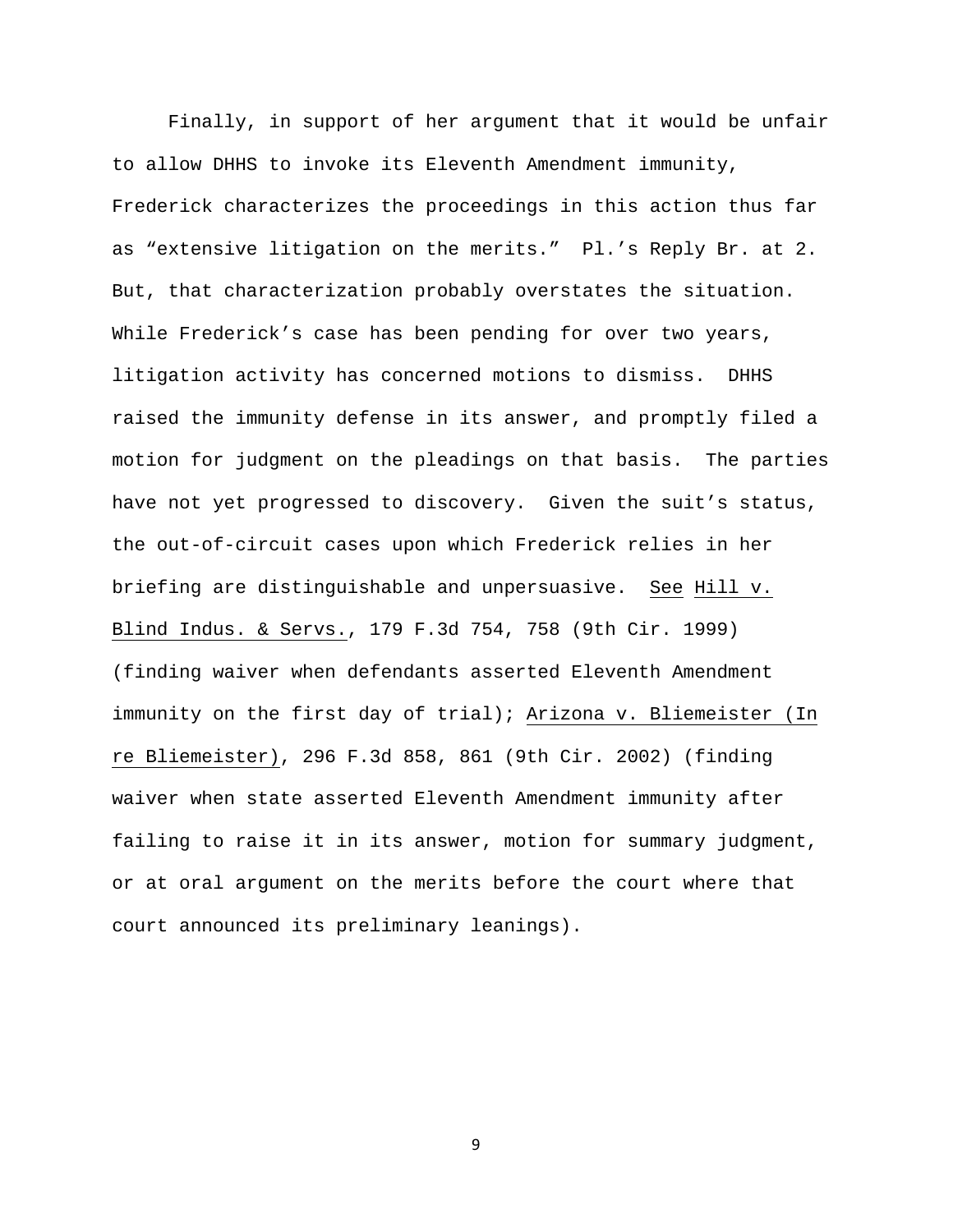Finally, in support of her argument that it would be unfair to allow DHHS to invoke its Eleventh Amendment immunity, Frederick characterizes the proceedings in this action thus far as "extensive litigation on the merits." Pl.'s Reply Br. at 2. But, that characterization probably overstates the situation. While Frederick's case has been pending for over two years, litigation activity has concerned motions to dismiss. DHHS raised the immunity defense in its answer, and promptly filed a motion for judgment on the pleadings on that basis. The parties have not yet progressed to discovery. Given the suit's status, the out-of-circuit cases upon which Frederick relies in her briefing are distinguishable and unpersuasive. See Hill v. Blind Indus. & Servs., 179 F.3d 754, 758 (9th Cir. 1999) (finding waiver when defendants asserted Eleventh Amendment immunity on the first day of trial); Arizona v. Bliemeister (In re Bliemeister), 296 F.3d 858, 861 (9th Cir. 2002) (finding waiver when state asserted Eleventh Amendment immunity after failing to raise it in its answer, motion for summary judgment, or at oral argument on the merits before the court where that court announced its preliminary leanings).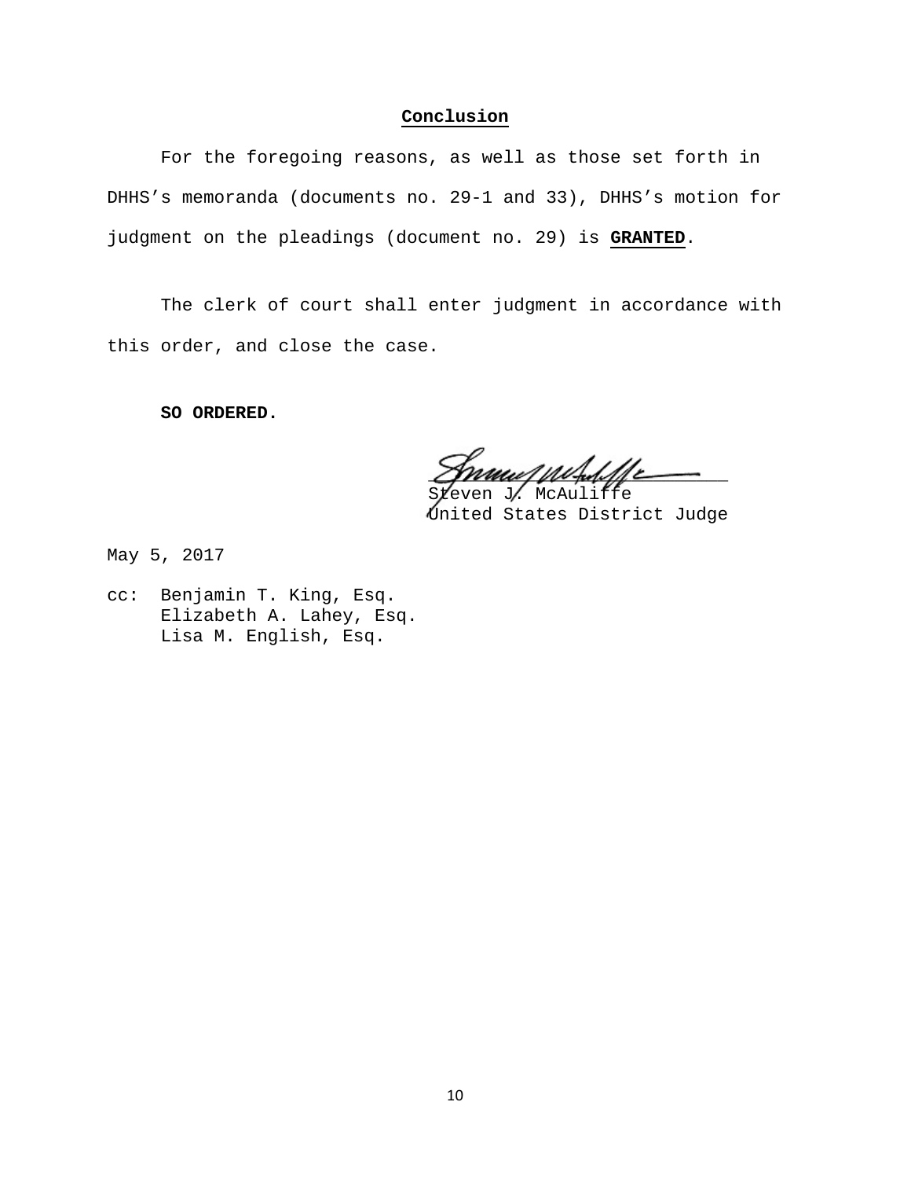## **Conclusion**

For the foregoing reasons, as well as those set forth in DHHS's memoranda (documents no. 29-1 and 33), DHHS's motion for judgment on the pleadings (document no. 29) is **GRANTED**.

The clerk of court shall enter judgment in accordance with this order, and close the case.

**SO ORDERED.**

Steven J. McAuliffe
United States District Judge

May 5, 2017

cc: Benjamin T. King, Esq.
Elizabeth A. Lahey, Esq.
Lisa M. English, Esq.